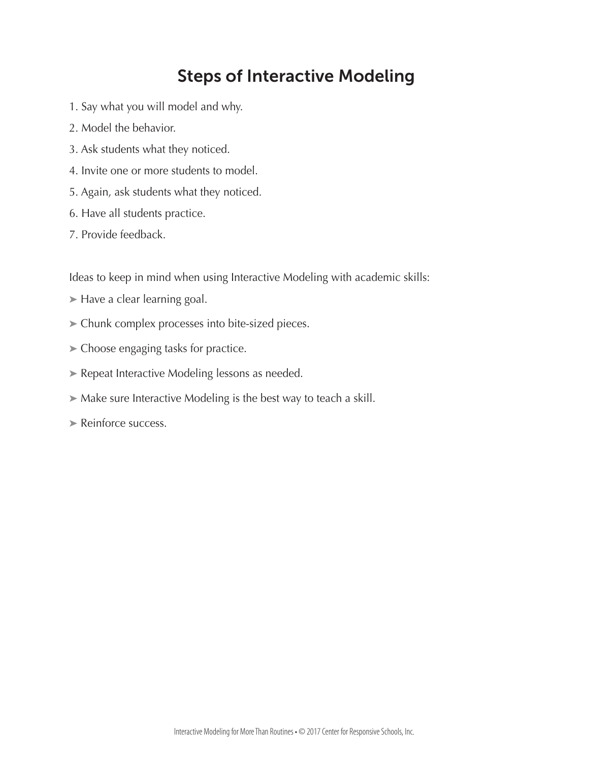# Steps of Interactive Modeling

1. Say what you will model and why.
2. Model the behavior.
3. Ask students what they noticed.
4. Invite one or more students to model.
5. Again, ask students what they noticed.
6. Have all students practice.
7. Provide feedback.

Ideas to keep in mind when using Interactive Modeling with academic skills:

➤ Have a clear learning goal.

➤ Chunk complex processes into bite-sized pieces.

➤ Choose engaging tasks for practice.

➤ Repeat Interactive Modeling lessons as needed.

➤ Make sure Interactive Modeling is the best way to teach a skill.

➤ Reinforce success.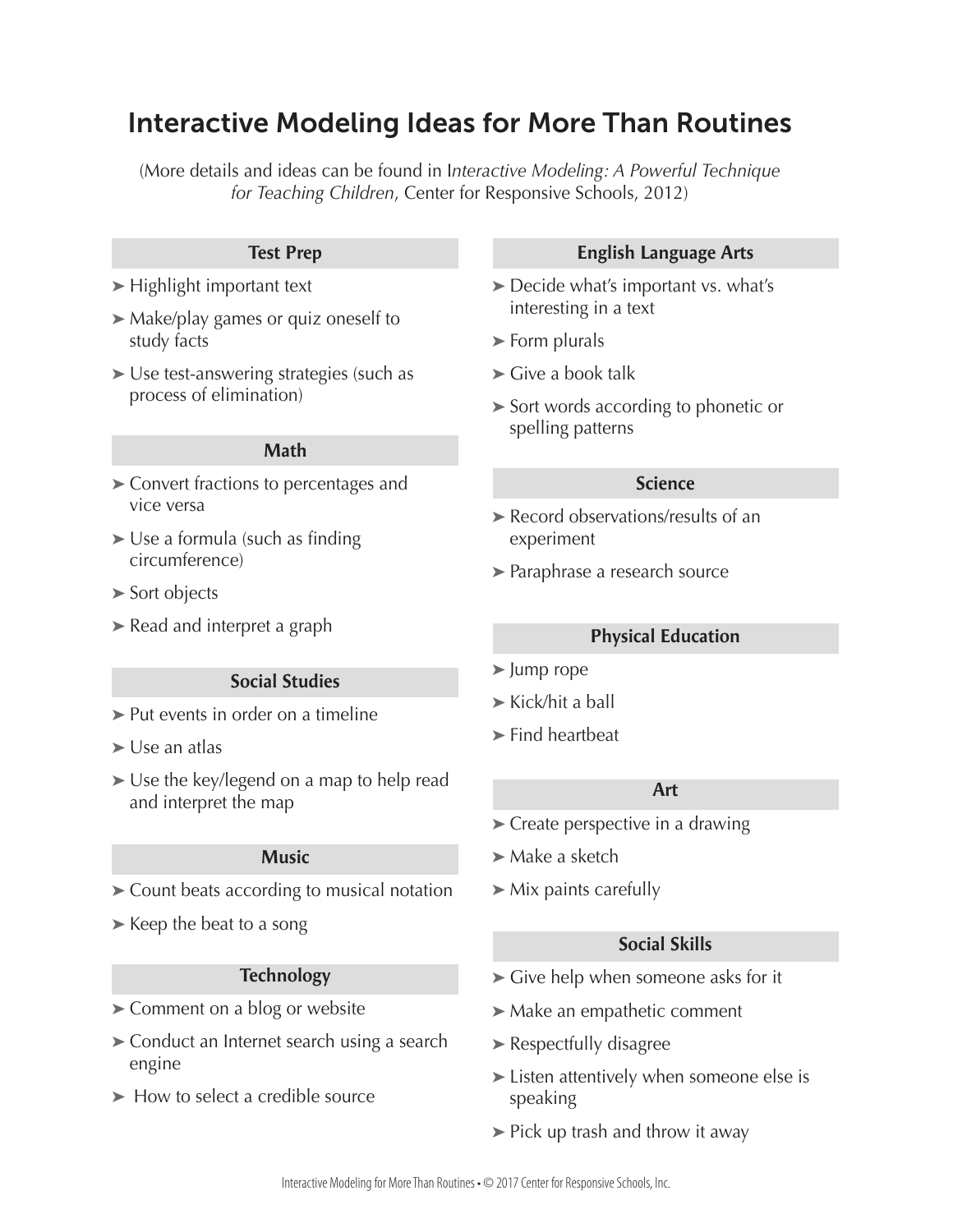# Interactive Modeling Ideas for More Than Routines

(More details and ideas can be found in I*nteractive Modeling: A Powerful Technique for Teaching Children*, Center for Responsive Schools, 2012)

### Test Prep

- Highlight important text
- Make/play games or quiz oneself to study facts
- Use test-answering strategies (such as process of elimination)

### Math

- Convert fractions to percentages and vice versa
- Use a formula (such as finding circumference)
- Sort objects
- Read and interpret a graph

### Social Studies

- Put events in order on a timeline
- Use an atlas
- Use the key/legend on a map to help read and interpret the map

### Music

- Count beats according to musical notation
- Keep the beat to a song

### Technology

- Comment on a blog or website
- Conduct an Internet search using a search engine
- How to select a credible source

### English Language Arts

- Decide what's important vs. what's interesting in a text
- Form plurals
- Give a book talk
- Sort words according to phonetic or spelling patterns

### Science

- Record observations/results of an experiment
- Paraphrase a research source

### Physical Education

- Jump rope
- Kick/hit a ball
- Find heartbeat

### Art

- Create perspective in a drawing
- Make a sketch
- Mix paints carefully

### Social Skills

- Give help when someone asks for it
- Make an empathetic comment
- Respectfully disagree
- Listen attentively when someone else is speaking
- Pick up trash and throw it away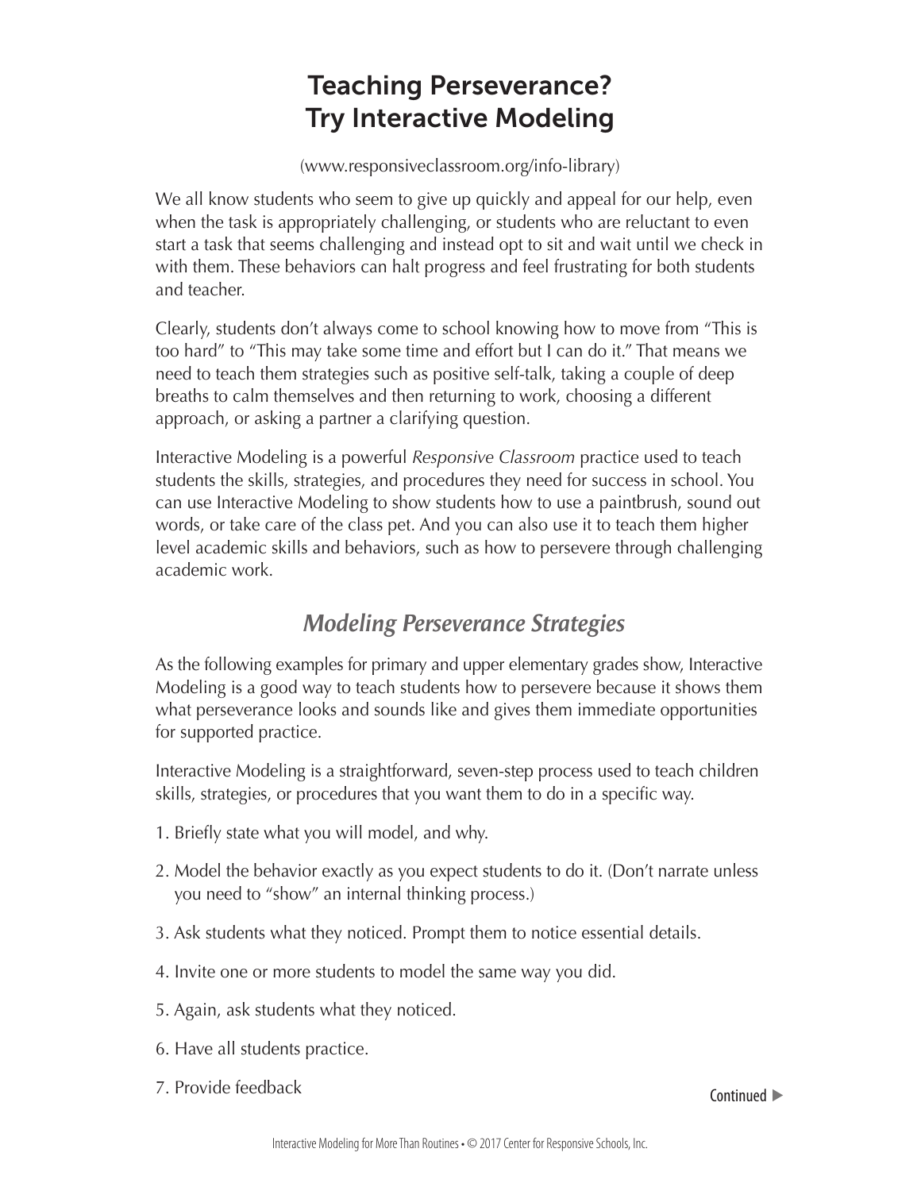# Teaching Perseverance?
# Try Interactive Modeling

(www.responsiveclassroom.org/info-library)

We all know students who seem to give up quickly and appeal for our help, even when the task is appropriately challenging, or students who are reluctant to even start a task that seems challenging and instead opt to sit and wait until we check in with them. These behaviors can halt progress and feel frustrating for both students and teacher.

Clearly, students don't always come to school knowing how to move from "This is too hard" to "This may take some time and effort but I can do it." That means we need to teach them strategies such as positive self-talk, taking a couple of deep breaths to calm themselves and then returning to work, choosing a different approach, or asking a partner a clarifying question.

Interactive Modeling is a powerful *Responsive Classroom* practice used to teach students the skills, strategies, and procedures they need for success in school. You can use Interactive Modeling to show students how to use a paintbrush, sound out words, or take care of the class pet. And you can also use it to teach them higher level academic skills and behaviors, such as how to persevere through challenging academic work.

## *Modeling Perseverance Strategies*

As the following examples for primary and upper elementary grades show, Interactive Modeling is a good way to teach students how to persevere because it shows them what perseverance looks and sounds like and gives them immediate opportunities for supported practice.

Interactive Modeling is a straightforward, seven-step process used to teach children skills, strategies, or procedures that you want them to do in a specific way.

1. Briefly state what you will model, and why.
2. Model the behavior exactly as you expect students to do it. (Don't narrate unless you need to "show" an internal thinking process.)
3. Ask students what they noticed. Prompt them to notice essential details.
4. Invite one or more students to model the same way you did.
5. Again, ask students what they noticed.
6. Have all students practice.
7. Provide feedback

Continued ▶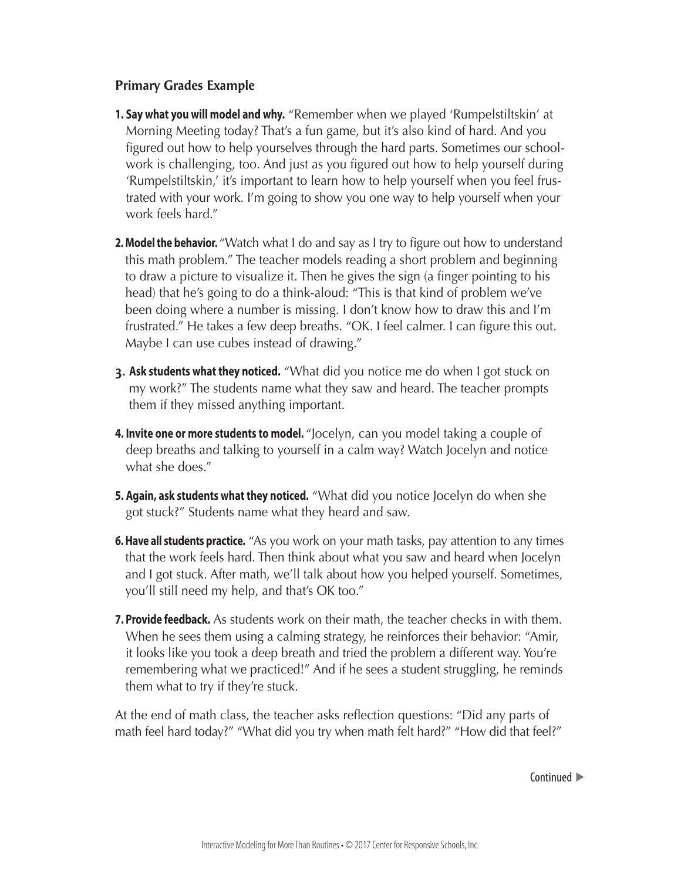**Primary Grades Example**

1. **Say what you will model and why.** "Remember when we played 'Rumpelstiltskin' at Morning Meeting today? That's a fun game, but it's also kind of hard. And you figured out how to help yourselves through the hard parts. Sometimes our schoolwork is challenging, too. And just as you figured out how to help yourself during 'Rumpelstiltskin,' it's important to learn how to help yourself when you feel frustrated with your work. I'm going to show you one way to help yourself when your work feels hard."

2. **Model the behavior.** "Watch what I do and say as I try to figure out how to understand this math problem." The teacher models reading a short problem and beginning to draw a picture to visualize it. Then he gives the sign (a finger pointing to his head) that he's going to do a think-aloud: "This is that kind of problem we've been doing where a number is missing. I don't know how to draw this and I'm frustrated." He takes a few deep breaths. "OK. I feel calmer. I can figure this out. Maybe I can use cubes instead of drawing."

3. **Ask students what they noticed.** "What did you notice me do when I got stuck on my work?" The students name what they saw and heard. The teacher prompts them if they missed anything important.

4. **Invite one or more students to model.** "Jocelyn, can you model taking a couple of deep breaths and talking to yourself in a calm way? Watch Jocelyn and notice what she does."

5. **Again, ask students what they noticed.** "What did you notice Jocelyn do when she got stuck?" Students name what they heard and saw.

6. **Have all students practice.** "As you work on your math tasks, pay attention to any times that the work feels hard. Then think about what you saw and heard when Jocelyn and I got stuck. After math, we'll talk about how you helped yourself. Sometimes, you'll still need my help, and that's OK too."

7. **Provide feedback.** As students work on their math, the teacher checks in with them. When he sees them using a calming strategy, he reinforces their behavior: "Amir, it looks like you took a deep breath and tried the problem a different way. You're remembering what we practiced!" And if he sees a student struggling, he reminds them what to try if they're stuck.

At the end of math class, the teacher asks reflection questions: "Did any parts of math feel hard today?" "What did you try when math felt hard?" "How did that feel?"

Continued ▶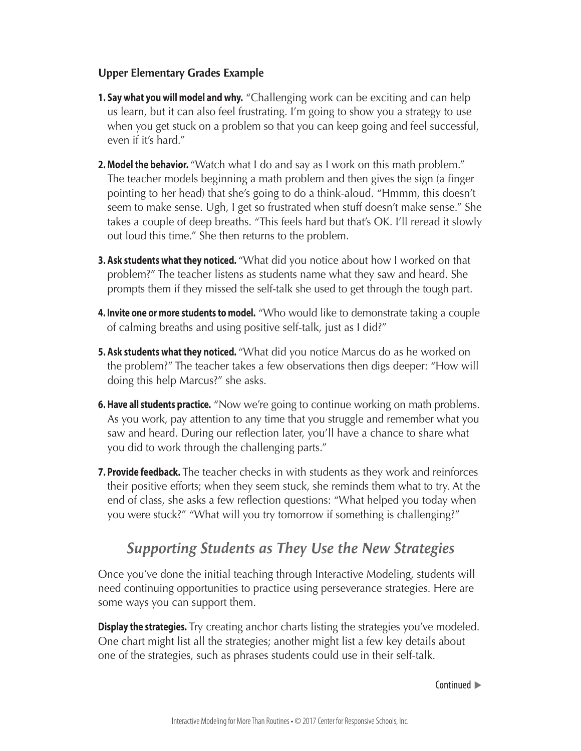**Upper Elementary Grades Example**

1. **Say what you will model and why.** "Challenging work can be exciting and can help us learn, but it can also feel frustrating. I'm going to show you a strategy to use when you get stuck on a problem so that you can keep going and feel successful, even if it's hard."
2. **Model the behavior.** "Watch what I do and say as I work on this math problem." The teacher models beginning a math problem and then gives the sign (a finger pointing to her head) that she's going to do a think-aloud. "Hmmm, this doesn't seem to make sense. Ugh, I get so frustrated when stuff doesn't make sense." She takes a couple of deep breaths. "This feels hard but that's OK. I'll reread it slowly out loud this time." She then returns to the problem.
3. **Ask students what they noticed.** "What did you notice about how I worked on that problem?" The teacher listens as students name what they saw and heard. She prompts them if they missed the self-talk she used to get through the tough part.
4. **Invite one or more students to model.** "Who would like to demonstrate taking a couple of calming breaths and using positive self-talk, just as I did?"
5. **Ask students what they noticed.** "What did you notice Marcus do as he worked on the problem?" The teacher takes a few observations then digs deeper: "How will doing this help Marcus?" she asks.
6. **Have all students practice.** "Now we're going to continue working on math problems. As you work, pay attention to any time that you struggle and remember what you saw and heard. During our reflection later, you'll have a chance to share what you did to work through the challenging parts."
7. **Provide feedback.** The teacher checks in with students as they work and reinforces their positive efforts; when they seem stuck, she reminds them what to try. At the end of class, she asks a few reflection questions: "What helped you today when you were stuck?" "What will you try tomorrow if something is challenging?"

## *Supporting Students as They Use the New Strategies*

Once you've done the initial teaching through Interactive Modeling, students will need continuing opportunities to practice using perseverance strategies. Here are some ways you can support them.

**Display the strategies.** Try creating anchor charts listing the strategies you've modeled. One chart might list all the strategies; another might list a few key details about one of the strategies, such as phrases students could use in their self-talk.

Continued ▶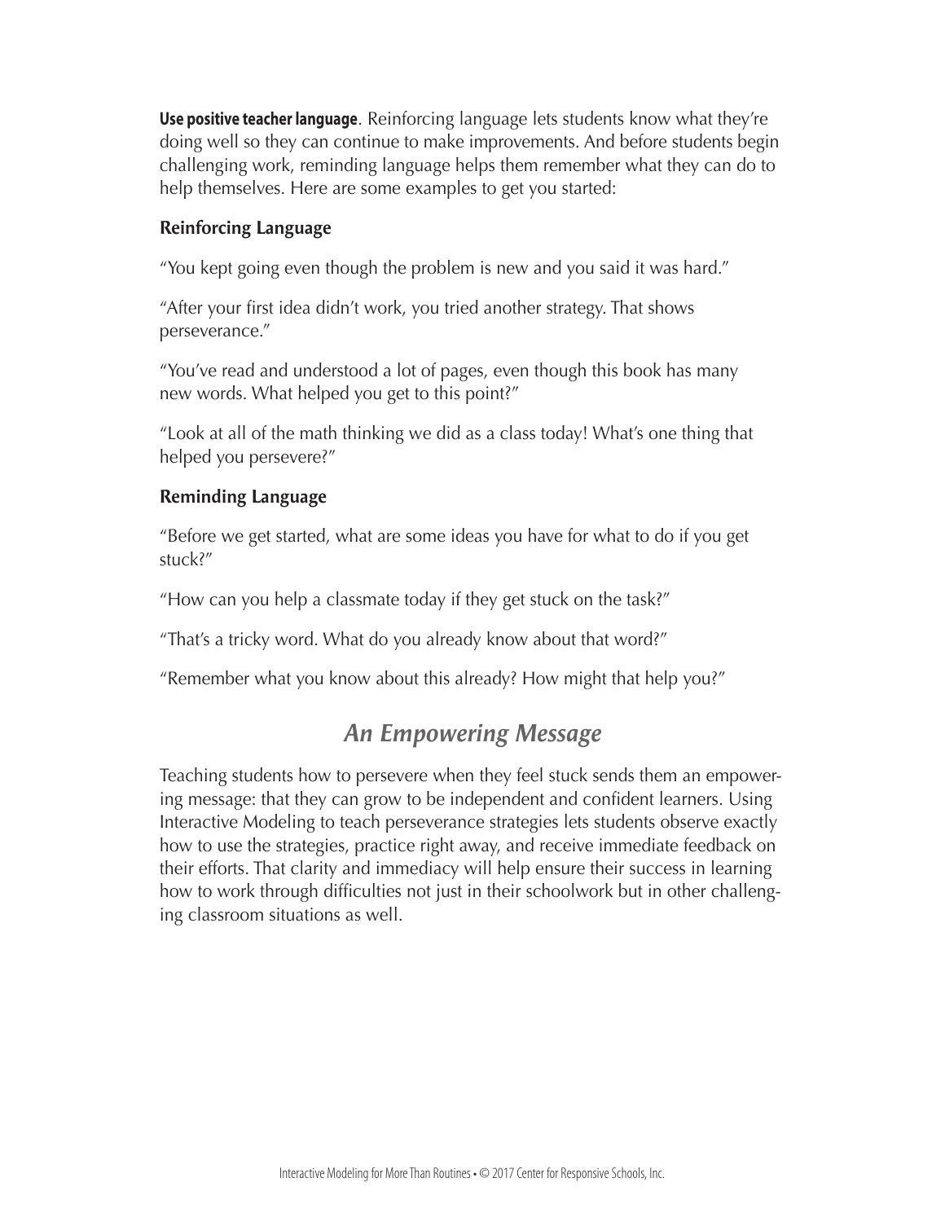**Use positive teacher language**. Reinforcing language lets students know what they're doing well so they can continue to make improvements. And before students begin challenging work, reminding language helps them remember what they can do to help themselves. Here are some examples to get you started:

### Reinforcing Language

"You kept going even though the problem is new and you said it was hard."

"After your first idea didn't work, you tried another strategy. That shows perseverance."

"You've read and understood a lot of pages, even though this book has many new words. What helped you get to this point?"

"Look at all of the math thinking we did as a class today! What's one thing that helped you persevere?"

### Reminding Language

"Before we get started, what are some ideas you have for what to do if you get stuck?"

"How can you help a classmate today if they get stuck on the task?"

"That's a tricky word. What do you already know about that word?"

"Remember what you know about this already? How might that help you?"

## *An Empowering Message*

Teaching students how to persevere when they feel stuck sends them an empowering message: that they can grow to be independent and confident learners. Using Interactive Modeling to teach perseverance strategies lets students observe exactly how to use the strategies, practice right away, and receive immediate feedback on their efforts. That clarity and immediacy will help ensure their success in learning how to work through difficulties not just in their schoolwork but in other challenging classroom situations as well.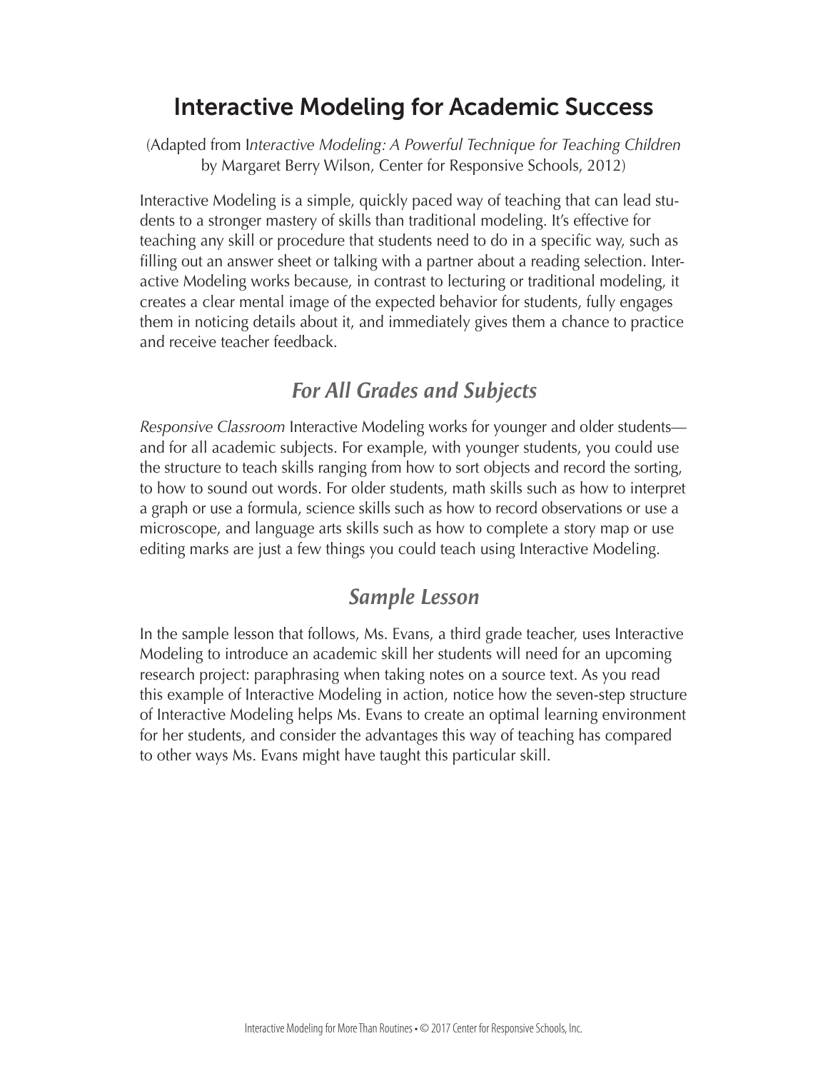# Interactive Modeling for Academic Success

(Adapted from *Interactive Modeling: A Powerful Technique for Teaching Children* by Margaret Berry Wilson, Center for Responsive Schools, 2012)

Interactive Modeling is a simple, quickly paced way of teaching that can lead students to a stronger mastery of skills than traditional modeling. It's effective for teaching any skill or procedure that students need to do in a specific way, such as filling out an answer sheet or talking with a partner about a reading selection. Interactive Modeling works because, in contrast to lecturing or traditional modeling, it creates a clear mental image of the expected behavior for students, fully engages them in noticing details about it, and immediately gives them a chance to practice and receive teacher feedback.

## *For All Grades and Subjects*

*Responsive Classroom* Interactive Modeling works for younger and older students—and for all academic subjects. For example, with younger students, you could use the structure to teach skills ranging from how to sort objects and record the sorting, to how to sound out words. For older students, math skills such as how to interpret a graph or use a formula, science skills such as how to record observations or use a microscope, and language arts skills such as how to complete a story map or use editing marks are just a few things you could teach using Interactive Modeling.

## *Sample Lesson*

In the sample lesson that follows, Ms. Evans, a third grade teacher, uses Interactive Modeling to introduce an academic skill her students will need for an upcoming research project: paraphrasing when taking notes on a source text. As you read this example of Interactive Modeling in action, notice how the seven-step structure of Interactive Modeling helps Ms. Evans to create an optimal learning environment for her students, and consider the advantages this way of teaching has compared to other ways Ms. Evans might have taught this particular skill.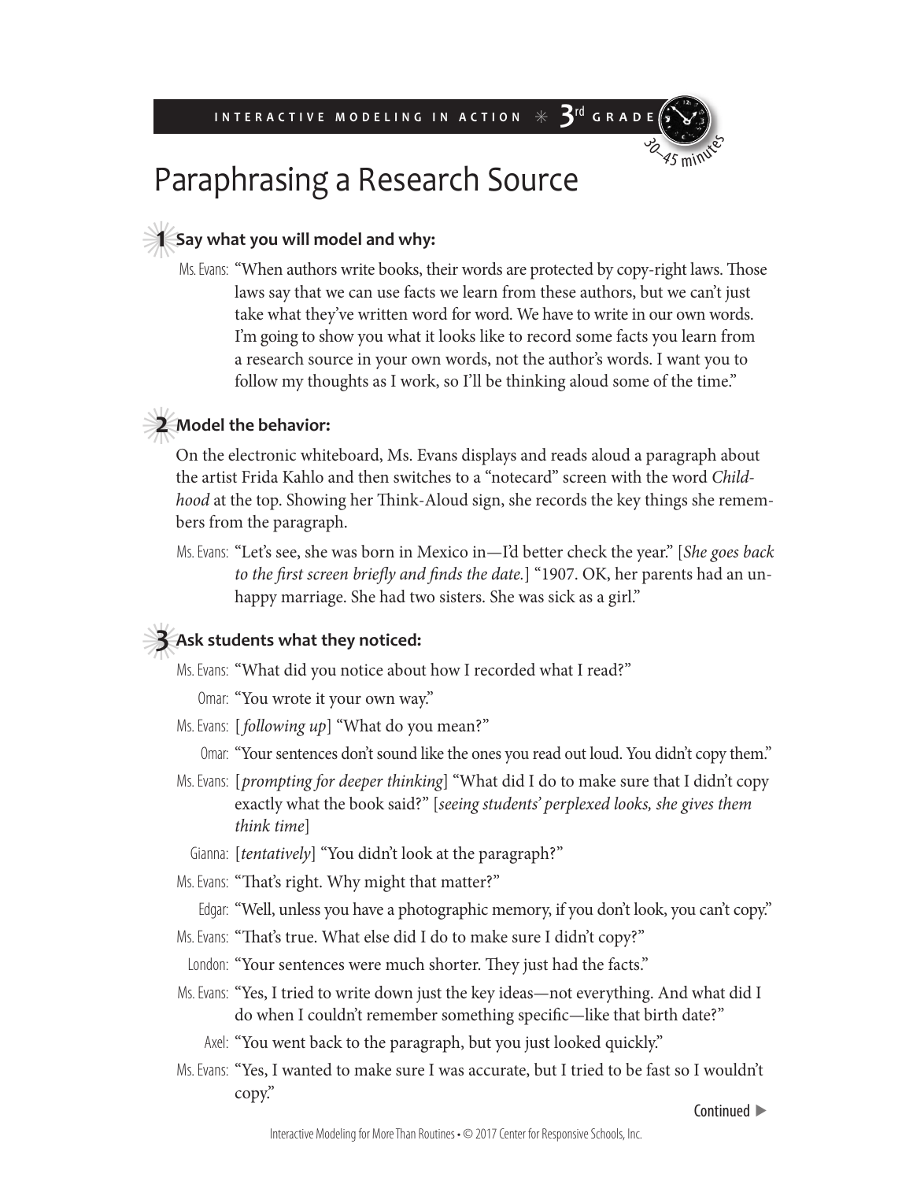INTERACTIVE MODELING IN ACTION ✳ 3rd GRADE

30–45 minutes

# Paraphrasing a Research Source

## 1 Say what you will model and why:

Ms. Evans: "When authors write books, their words are protected by copy-right laws. Those laws say that we can use facts we learn from these authors, but we can't just take what they've written word for word. We have to write in our own words. I'm going to show you what it looks like to record some facts you learn from a research source in your own words, not the author's words. I want you to follow my thoughts as I work, so I'll be thinking aloud some of the time."

## 2 Model the behavior:

On the electronic whiteboard, Ms. Evans displays and reads aloud a paragraph about the artist Frida Kahlo and then switches to a "notecard" screen with the word *Childhood* at the top. Showing her Think-Aloud sign, she records the key things she remembers from the paragraph.

Ms. Evans: "Let's see, she was born in Mexico in—I'd better check the year." [*She goes back to the first screen briefly and finds the date.*] "1907. OK, her parents had an unhappy marriage. She had two sisters. She was sick as a girl."

## 3 Ask students what they noticed:

Ms. Evans: "What did you notice about how I recorded what I read?"

Omar: "You wrote it your own way."

Ms. Evans: [*following up*] "What do you mean?"

Omar: "Your sentences don't sound like the ones you read out loud. You didn't copy them."

Ms. Evans: [*prompting for deeper thinking*] "What did I do to make sure that I didn't copy exactly what the book said?" [*seeing students' perplexed looks, she gives them think time*]

Gianna: [*tentatively*] "You didn't look at the paragraph?"

Ms. Evans: "That's right. Why might that matter?"

Edgar: "Well, unless you have a photographic memory, if you don't look, you can't copy."

Ms. Evans: "That's true. What else did I do to make sure I didn't copy?"

London: "Your sentences were much shorter. They just had the facts."

Ms. Evans: "Yes, I tried to write down just the key ideas—not everything. And what did I do when I couldn't remember something specific—like that birth date?"

Axel: "You went back to the paragraph, but you just looked quickly."

Ms. Evans: "Yes, I wanted to make sure I was accurate, but I tried to be fast so I wouldn't copy."

Continued ▶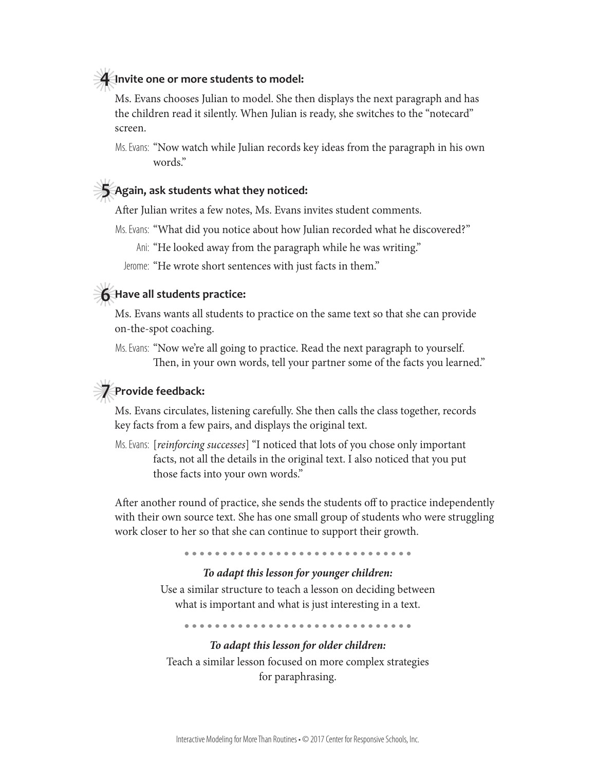### 4 Invite one or more students to model:

Ms. Evans chooses Julian to model. She then displays the next paragraph and has the children read it silently. When Julian is ready, she switches to the "notecard" screen.

Ms. Evans: "Now watch while Julian records key ideas from the paragraph in his own words."

### 5 Again, ask students what they noticed:

After Julian writes a few notes, Ms. Evans invites student comments.

Ms. Evans: "What did you notice about how Julian recorded what he discovered?"

Ani: "He looked away from the paragraph while he was writing."

Jerome: "He wrote short sentences with just facts in them."

### 6 Have all students practice:

Ms. Evans wants all students to practice on the same text so that she can provide on-the-spot coaching.

Ms. Evans: "Now we're all going to practice. Read the next paragraph to yourself. Then, in your own words, tell your partner some of the facts you learned."

### 7 Provide feedback:

Ms. Evans circulates, listening carefully. She then calls the class together, records key facts from a few pairs, and displays the original text.

Ms. Evans: [*reinforcing successes*] "I noticed that lots of you chose only important facts, not all the details in the original text. I also noticed that you put those facts into your own words."

After another round of practice, she sends the students off to practice independently with their own source text. She has one small group of students who were struggling work closer to her so that she can continue to support their growth.

***To adapt this lesson for younger children:***

Use a similar structure to teach a lesson on deciding between what is important and what is just interesting in a text.

***To adapt this lesson for older children:***

Teach a similar lesson focused on more complex strategies for paraphrasing.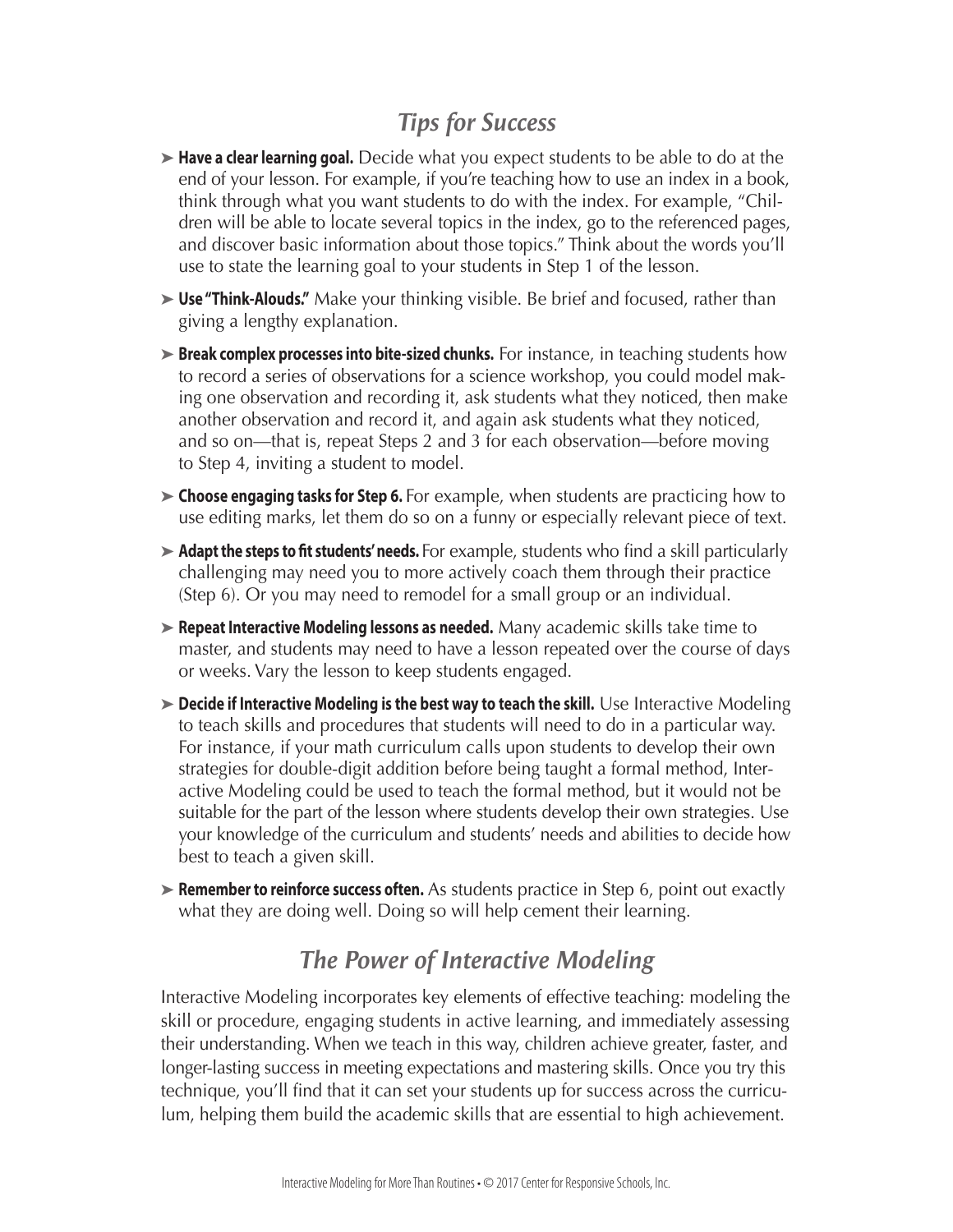## *Tips for Success*

- **Have a clear learning goal.** Decide what you expect students to be able to do at the end of your lesson. For example, if you're teaching how to use an index in a book, think through what you want students to do with the index. For example, "Children will be able to locate several topics in the index, go to the referenced pages, and discover basic information about those topics." Think about the words you'll use to state the learning goal to your students in Step 1 of the lesson.
- **Use "Think-Alouds."** Make your thinking visible. Be brief and focused, rather than giving a lengthy explanation.
- **Break complex processes into bite-sized chunks.** For instance, in teaching students how to record a series of observations for a science workshop, you could model making one observation and recording it, ask students what they noticed, then make another observation and record it, and again ask students what they noticed, and so on—that is, repeat Steps 2 and 3 for each observation—before moving to Step 4, inviting a student to model.
- **Choose engaging tasks for Step 6.** For example, when students are practicing how to use editing marks, let them do so on a funny or especially relevant piece of text.
- **Adapt the steps to fit students' needs.** For example, students who find a skill particularly challenging may need you to more actively coach them through their practice (Step 6). Or you may need to remodel for a small group or an individual.
- **Repeat Interactive Modeling lessons as needed.** Many academic skills take time to master, and students may need to have a lesson repeated over the course of days or weeks. Vary the lesson to keep students engaged.
- **Decide if Interactive Modeling is the best way to teach the skill.** Use Interactive Modeling to teach skills and procedures that students will need to do in a particular way. For instance, if your math curriculum calls upon students to develop their own strategies for double-digit addition before being taught a formal method, Interactive Modeling could be used to teach the formal method, but it would not be suitable for the part of the lesson where students develop their own strategies. Use your knowledge of the curriculum and students' needs and abilities to decide how best to teach a given skill.
- **Remember to reinforce success often.** As students practice in Step 6, point out exactly what they are doing well. Doing so will help cement their learning.

## *The Power of Interactive Modeling*

Interactive Modeling incorporates key elements of effective teaching: modeling the skill or procedure, engaging students in active learning, and immediately assessing their understanding. When we teach in this way, children achieve greater, faster, and longer-lasting success in meeting expectations and mastering skills. Once you try this technique, you'll find that it can set your students up for success across the curriculum, helping them build the academic skills that are essential to high achievement.